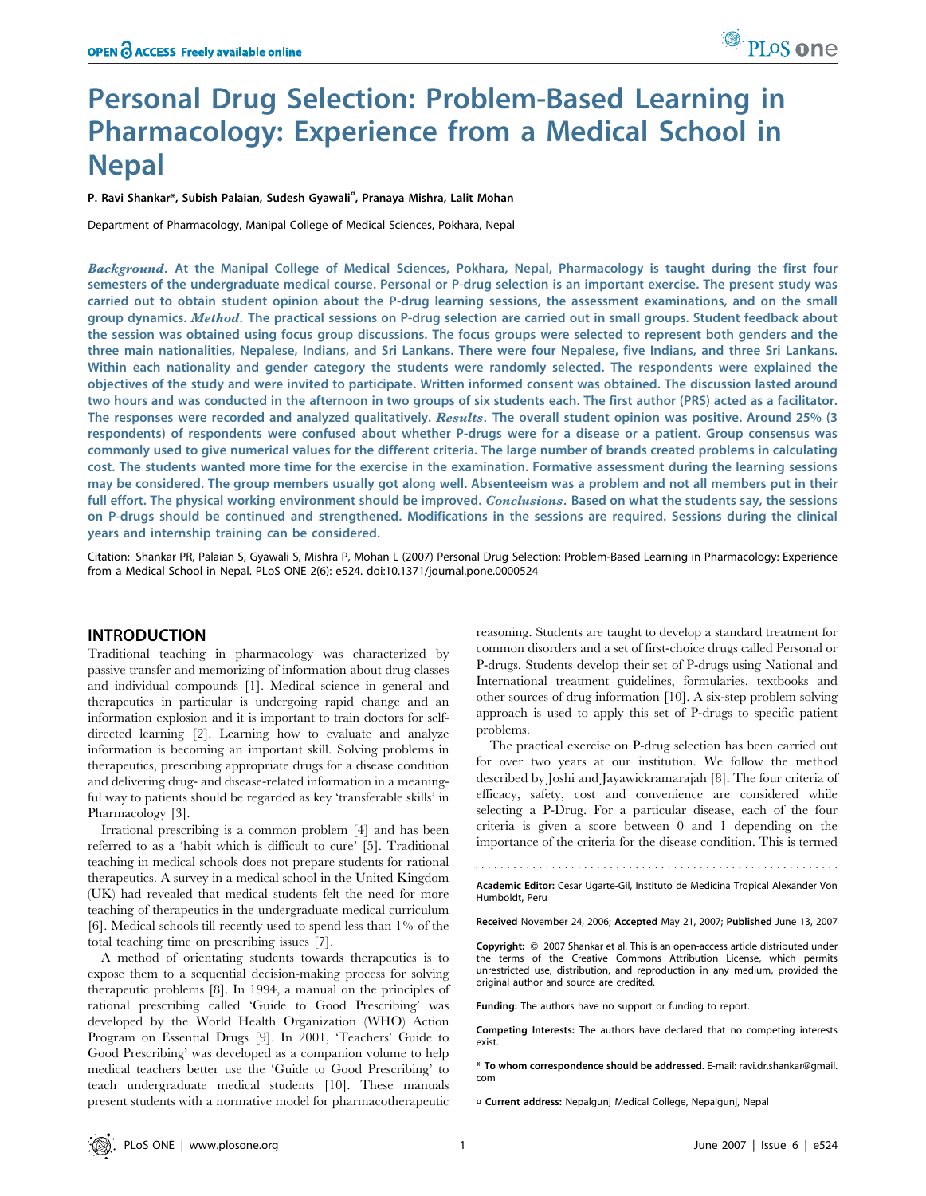# Personal Drug Selection: Problem-Based Learning in Pharmacology: Experience from a Medical School in Nepal

**P. Ravi Shankar*, Subish Palaian, Sudesh Gyawali¤, Pranaya Mishra, Lalit Mohan**

Department of Pharmacology, Manipal College of Medical Sciences, Pokhara, Nepal

***Background.*** **At the Manipal College of Medical Sciences, Pokhara, Nepal, Pharmacology is taught during the first four semesters of the undergraduate medical course. Personal or P-drug selection is an important exercise. The present study was carried out to obtain student opinion about the P-drug learning sessions, the assessment examinations, and on the small group dynamics.** ***Method.*** **The practical sessions on P-drug selection are carried out in small groups. Student feedback about the session was obtained using focus group discussions. The focus groups were selected to represent both genders and the three main nationalities, Nepalese, Indians, and Sri Lankans. There were four Nepalese, five Indians, and three Sri Lankans. Within each nationality and gender category the students were randomly selected. The respondents were explained the objectives of the study and were invited to participate. Written informed consent was obtained. The discussion lasted around two hours and was conducted in the afternoon in two groups of six students each. The first author (PRS) acted as a facilitator. The responses were recorded and analyzed qualitatively.** ***Results.*** **The overall student opinion was positive. Around 25% (3 respondents) of respondents were confused about whether P-drugs were for a disease or a patient. Group consensus was commonly used to give numerical values for the different criteria. The large number of brands created problems in calculating cost. The students wanted more time for the exercise in the examination. Formative assessment during the learning sessions may be considered. The group members usually got along well. Absenteeism was a problem and not all members put in their full effort. The physical working environment should be improved.** ***Conclusions.*** **Based on what the students say, the sessions on P-drugs should be continued and strengthened. Modifications in the sessions are required. Sessions during the clinical years and internship training can be considered.**

Citation: Shankar PR, Palaian S, Gyawali S, Mishra P, Mohan L (2007) Personal Drug Selection: Problem-Based Learning in Pharmacology: Experience from a Medical School in Nepal. PLoS ONE 2(6): e524. doi:10.1371/journal.pone.0000524

## INTRODUCTION

Traditional teaching in pharmacology was characterized by passive transfer and memorizing of information about drug classes and individual compounds [1]. Medical science in general and therapeutics in particular is undergoing rapid change and an information explosion and it is important to train doctors for self-directed learning [2]. Learning how to evaluate and analyze information is becoming an important skill. Solving problems in therapeutics, prescribing appropriate drugs for a disease condition and delivering drug- and disease-related information in a meaningful way to patients should be regarded as key 'transferable skills' in Pharmacology [3].

Irrational prescribing is a common problem [4] and has been referred to as a 'habit which is difficult to cure' [5]. Traditional teaching in medical schools does not prepare students for rational therapeutics. A survey in a medical school in the United Kingdom (UK) had revealed that medical students felt the need for more teaching of therapeutics in the undergraduate medical curriculum [6]. Medical schools till recently used to spend less than 1% of the total teaching time on prescribing issues [7].

A method of orientating students towards therapeutics is to expose them to a sequential decision-making process for solving therapeutic problems [8]. In 1994, a manual on the principles of rational prescribing called 'Guide to Good Prescribing' was developed by the World Health Organization (WHO) Action Program on Essential Drugs [9]. In 2001, 'Teachers' Guide to Good Prescribing' was developed as a companion volume to help medical teachers better use the 'Guide to Good Prescribing' to teach undergraduate medical students [10]. These manuals present students with a normative model for pharmacotherapeutic reasoning. Students are taught to develop a standard treatment for common disorders and a set of first-choice drugs called Personal or P-drugs. Students develop their set of P-drugs using National and International treatment guidelines, formularies, textbooks and other sources of drug information [10]. A six-step problem solving approach is used to apply this set of P-drugs to specific patient problems.

The practical exercise on P-drug selection has been carried out for over two years at our institution. We follow the method described by Joshi and Jayawickramarajah [8]. The four criteria of efficacy, safety, cost and convenience are considered while selecting a P-Drug. For a particular disease, each of the four criteria is given a score between 0 and 1 depending on the importance of the criteria for the disease condition. This is termed

---

**Academic Editor:** Cesar Ugarte-Gil, Instituto de Medicina Tropical Alexander Von Humboldt, Peru

**Received** November 24, 2006; **Accepted** May 21, 2007; **Published** June 13, 2007

**Copyright:** © 2007 Shankar et al. This is an open-access article distributed under the terms of the Creative Commons Attribution License, which permits unrestricted use, distribution, and reproduction in any medium, provided the original author and source are credited.

**Funding:** The authors have no support or funding to report.

**Competing Interests:** The authors have declared that no competing interests exist.

**\* To whom correspondence should be addressed.** E-mail: ravi.dr.shankar@gmail.com

¤ **Current address:** Nepalgunj Medical College, Nepalgunj, Nepal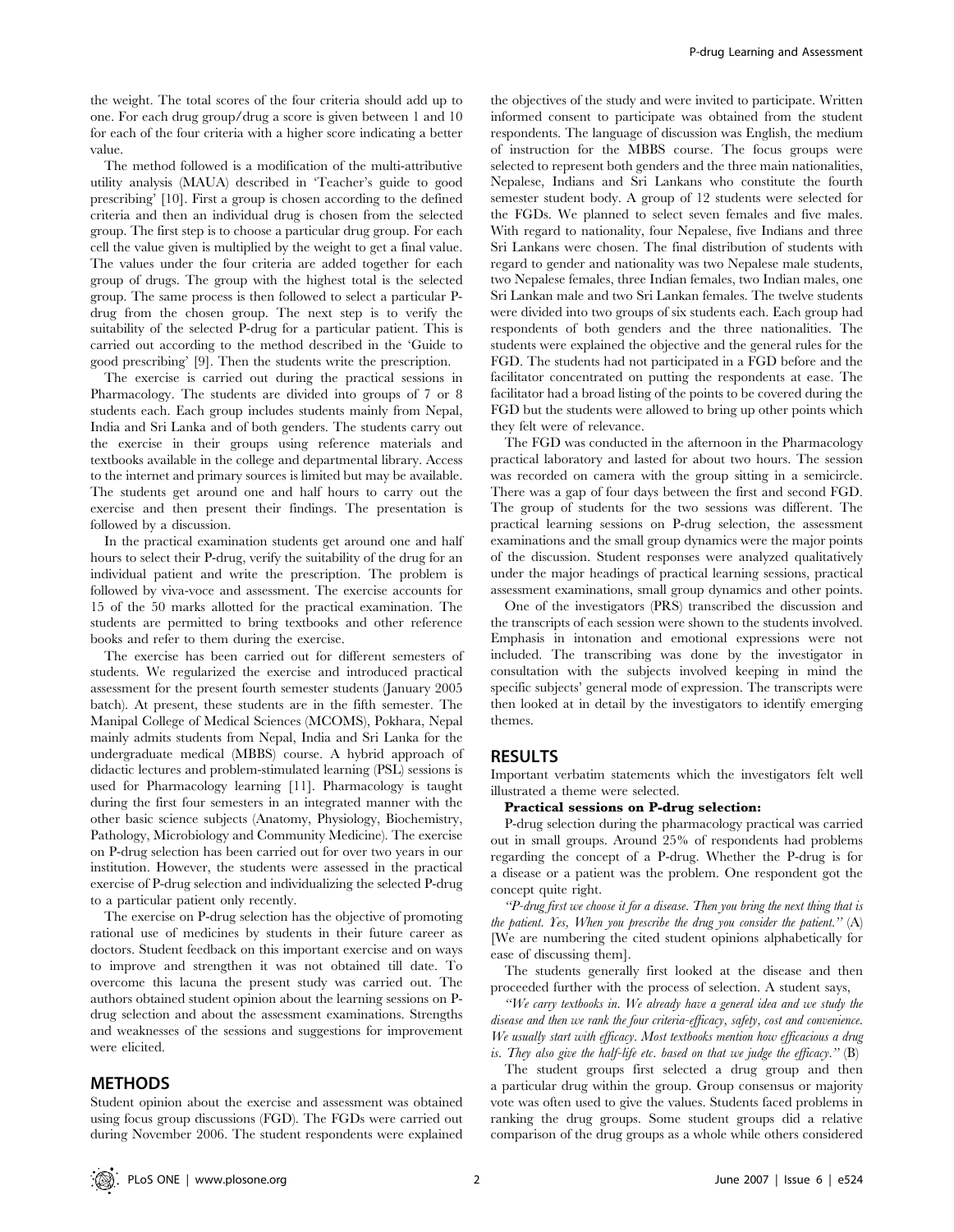the weight. The total scores of the four criteria should add up to one. For each drug group/drug a score is given between 1 and 10 for each of the four criteria with a higher score indicating a better value.

The method followed is a modification of the multi-attributive utility analysis (MAUA) described in 'Teacher's guide to good prescribing' [10]. First a group is chosen according to the defined criteria and then an individual drug is chosen from the selected group. The first step is to choose a particular drug group. For each cell the value given is multiplied by the weight to get a final value. The values under the four criteria are added together for each group of drugs. The group with the highest total is the selected group. The same process is then followed to select a particular P-drug from the chosen group. The next step is to verify the suitability of the selected P-drug for a particular patient. This is carried out according to the method described in the 'Guide to good prescribing' [9]. Then the students write the prescription.

The exercise is carried out during the practical sessions in Pharmacology. The students are divided into groups of 7 or 8 students each. Each group includes students mainly from Nepal, India and Sri Lanka and of both genders. The students carry out the exercise in their groups using reference materials and textbooks available in the college and departmental library. Access to the internet and primary sources is limited but may be available. The students get around one and half hours to carry out the exercise and then present their findings. The presentation is followed by a discussion.

In the practical examination students get around one and half hours to select their P-drug, verify the suitability of the drug for an individual patient and write the prescription. The problem is followed by viva-voce and assessment. The exercise accounts for 15 of the 50 marks allotted for the practical examination. The students are permitted to bring textbooks and other reference books and refer to them during the exercise.

The exercise has been carried out for different semesters of students. We regularized the exercise and introduced practical assessment for the present fourth semester students (January 2005 batch). At present, these students are in the fifth semester. The Manipal College of Medical Sciences (MCOMS), Pokhara, Nepal mainly admits students from Nepal, India and Sri Lanka for the undergraduate medical (MBBS) course. A hybrid approach of didactic lectures and problem-stimulated learning (PSL) sessions is used for Pharmacology learning [11]. Pharmacology is taught during the first four semesters in an integrated manner with the other basic science subjects (Anatomy, Physiology, Biochemistry, Pathology, Microbiology and Community Medicine). The exercise on P-drug selection has been carried out for over two years in our institution. However, the students were assessed in the practical exercise of P-drug selection and individualizing the selected P-drug to a particular patient only recently.

The exercise on P-drug selection has the objective of promoting rational use of medicines by students in their future career as doctors. Student feedback on this important exercise and on ways to improve and strengthen it was not obtained till date. To overcome this lacuna the present study was carried out. The authors obtained student opinion about the learning sessions on P-drug selection and about the assessment examinations. Strengths and weaknesses of the sessions and suggestions for improvement were elicited.

## METHODS

Student opinion about the exercise and assessment was obtained using focus group discussions (FGD). The FGDs were carried out during November 2006. The student respondents were explained the objectives of the study and were invited to participate. Written informed consent to participate was obtained from the student respondents. The language of discussion was English, the medium of instruction for the MBBS course. The focus groups were selected to represent both genders and the three main nationalities, Nepalese, Indians and Sri Lankans who constitute the fourth semester student body. A group of 12 students were selected for the FGDs. We planned to select seven females and five males. With regard to nationality, four Nepalese, five Indians and three Sri Lankans were chosen. The final distribution of students with regard to gender and nationality was two Nepalese male students, two Nepalese females, three Indian females, two Indian males, one Sri Lankan male and two Sri Lankan females. The twelve students were divided into two groups of six students each. Each group had respondents of both genders and the three nationalities. The students were explained the objective and the general rules for the FGD. The students had not participated in a FGD before and the facilitator concentrated on putting the respondents at ease. The facilitator had a broad listing of the points to be covered during the FGD but the students were allowed to bring up other points which they felt were of relevance.

The FGD was conducted in the afternoon in the Pharmacology practical laboratory and lasted for about two hours. The session was recorded on camera with the group sitting in a semicircle. There was a gap of four days between the first and second FGD. The group of students for the two sessions was different. The practical learning sessions on P-drug selection, the assessment examinations and the small group dynamics were the major points of the discussion. Student responses were analyzed qualitatively under the major headings of practical learning sessions, practical assessment examinations, small group dynamics and other points.

One of the investigators (PRS) transcribed the discussion and the transcripts of each session were shown to the students involved. Emphasis in intonation and emotional expressions were not included. The transcribing was done by the investigator in consultation with the subjects involved keeping in mind the specific subjects' general mode of expression. The transcripts were then looked at in detail by the investigators to identify emerging themes.

## RESULTS

Important verbatim statements which the investigators felt well illustrated a theme were selected.

**Practical sessions on P-drug selection:**

P-drug selection during the pharmacology practical was carried out in small groups. Around 25% of respondents had problems regarding the concept of a P-drug. Whether the P-drug is for a disease or a patient was the problem. One respondent got the concept quite right.

*"P-drug first we choose it for a disease. Then you bring the next thing that is the patient. Yes, When you prescribe the drug you consider the patient."* (A) [We are numbering the cited student opinions alphabetically for ease of discussing them].

The students generally first looked at the disease and then proceeded further with the process of selection. A student says,

*"We carry textbooks in. We already have a general idea and we study the disease and then we rank the four criteria-efficacy, safety, cost and convenience. We usually start with efficacy. Most textbooks mention how efficacious a drug is. They also give the half-life etc. based on that we judge the efficacy."* (B)

The student groups first selected a drug group and then a particular drug within the group. Group consensus or majority vote was often used to give the values. Students faced problems in ranking the drug groups. Some student groups did a relative comparison of the drug groups as a whole while others considered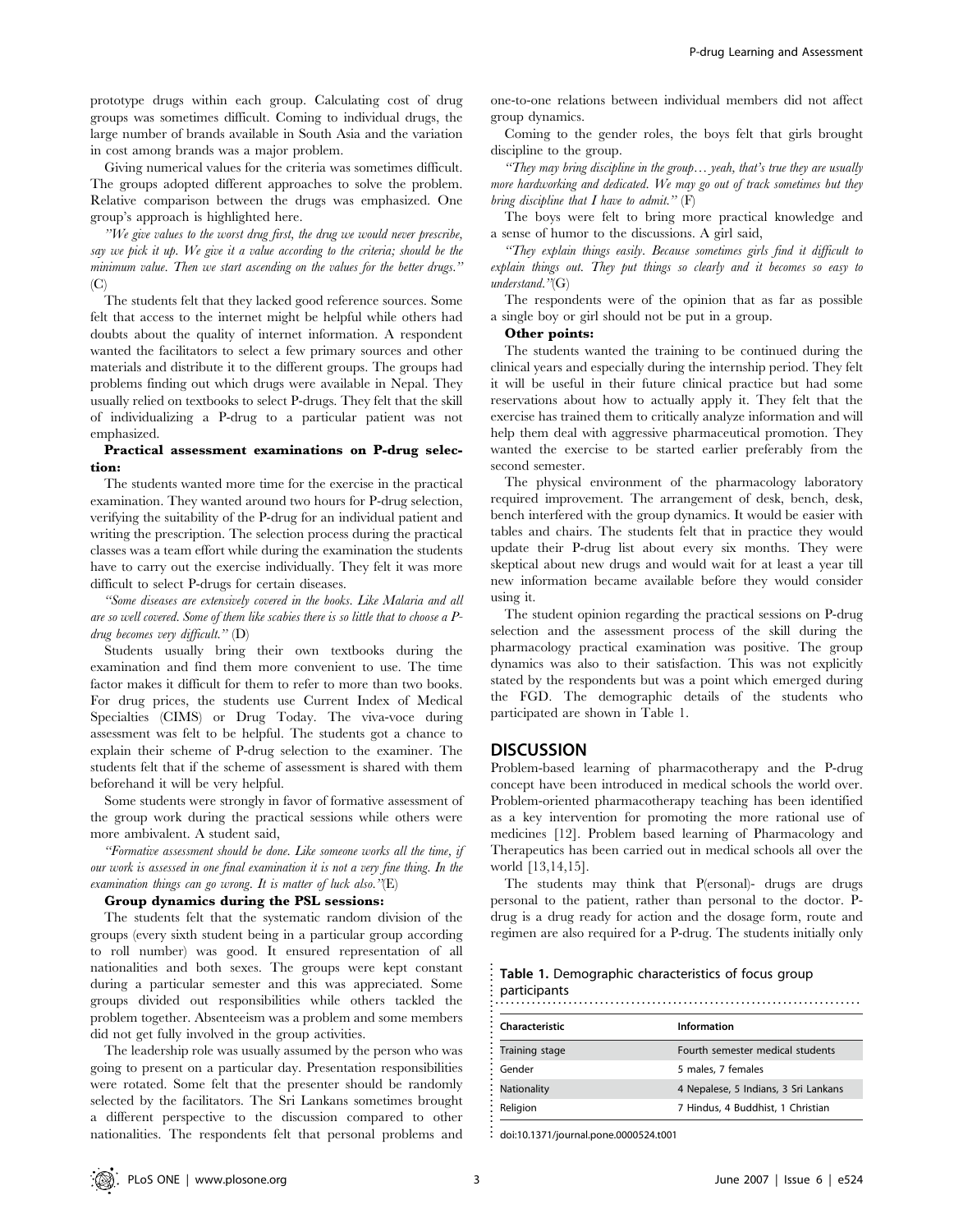prototype drugs within each group. Calculating cost of drug groups was sometimes difficult. Coming to individual drugs, the large number of brands available in South Asia and the variation in cost among brands was a major problem.

Giving numerical values for the criteria was sometimes difficult. The groups adopted different approaches to solve the problem. Relative comparison between the drugs was emphasized. One group's approach is highlighted here.

*"We give values to the worst drug first, the drug we would never prescribe, say we pick it up. We give it a value according to the criteria; should be the minimum value. Then we start ascending on the values for the better drugs."* (C)

The students felt that they lacked good reference sources. Some felt that access to the internet might be helpful while others had doubts about the quality of internet information. A respondent wanted the facilitators to select a few primary sources and other materials and distribute it to the different groups. The groups had problems finding out which drugs were available in Nepal. They usually relied on textbooks to select P-drugs. They felt that the skill of individualizing a P-drug to a particular patient was not emphasized.

**Practical assessment examinations on P-drug selection:**

The students wanted more time for the exercise in the practical examination. They wanted around two hours for P-drug selection, verifying the suitability of the P-drug for an individual patient and writing the prescription. The selection process during the practical classes was a team effort while during the examination the students have to carry out the exercise individually. They felt it was more difficult to select P-drugs for certain diseases.

*"Some diseases are extensively covered in the books. Like Malaria and all are so well covered. Some of them like scabies there is so little that to choose a P-drug becomes very difficult."* (D)

Students usually bring their own textbooks during the examination and find them more convenient to use. The time factor makes it difficult for them to refer to more than two books. For drug prices, the students use Current Index of Medical Specialties (CIMS) or Drug Today. The viva-voce during assessment was felt to be helpful. The students got a chance to explain their scheme of P-drug selection to the examiner. The students felt that if the scheme of assessment is shared with them beforehand it will be very helpful.

Some students were strongly in favor of formative assessment of the group work during the practical sessions while others were more ambivalent. A student said,

*"Formative assessment should be done. Like someone works all the time, if our work is assessed in one final examination it is not a very fine thing. In the examination things can go wrong. It is matter of luck also."*(E)

**Group dynamics during the PSL sessions:**

The students felt that the systematic random division of the groups (every sixth student being in a particular group according to roll number) was good. It ensured representation of all nationalities and both sexes. The groups were kept constant during a particular semester and this was appreciated. Some groups divided out responsibilities while others tackled the problem together. Absenteeism was a problem and some members did not get fully involved in the group activities.

The leadership role was usually assumed by the person who was going to present on a particular day. Presentation responsibilities were rotated. Some felt that the presenter should be randomly selected by the facilitators. The Sri Lankans sometimes brought a different perspective to the discussion compared to other nationalities. The respondents felt that personal problems and one-to-one relations between individual members did not affect group dynamics.

Coming to the gender roles, the boys felt that girls brought discipline to the group.

*"They may bring discipline in the group… yeah, that's true they are usually more hardworking and dedicated. We may go out of track sometimes but they bring discipline that I have to admit."* (F)

The boys were felt to bring more practical knowledge and a sense of humor to the discussions. A girl said,

*"They explain things easily. Because sometimes girls find it difficult to explain things out. They put things so clearly and it becomes so easy to understand."*(G)

The respondents were of the opinion that as far as possible a single boy or girl should not be put in a group.

**Other points:**

The students wanted the training to be continued during the clinical years and especially during the internship period. They felt it will be useful in their future clinical practice but had some reservations about how to actually apply it. They felt that the exercise has trained them to critically analyze information and will help them deal with aggressive pharmaceutical promotion. They wanted the exercise to be started earlier preferably from the second semester.

The physical environment of the pharmacology laboratory required improvement. The arrangement of desk, bench, desk, bench interfered with the group dynamics. It would be easier with tables and chairs. The students felt that in practice they would update their P-drug list about every six months. They were skeptical about new drugs and would wait for at least a year till new information became available before they would consider using it.

The student opinion regarding the practical sessions on P-drug selection and the assessment process of the skill during the pharmacology practical examination was positive. The group dynamics was also to their satisfaction. This was not explicitly stated by the respondents but was a point which emerged during the FGD. The demographic details of the students who participated are shown in Table 1.

## DISCUSSION

Problem-based learning of pharmacotherapy and the P-drug concept have been introduced in medical schools the world over. Problem-oriented pharmacotherapy teaching has been identified as a key intervention for promoting the more rational use of medicines [12]. Problem based learning of Pharmacology and Therapeutics has been carried out in medical schools all over the world [13,14,15].

The students may think that P(ersonal)- drugs are drugs personal to the patient, rather than personal to the doctor. P-drug is a drug ready for action and the dosage form, route and regimen are also required for a P-drug. The students initially only

**Table 1.** Demographic characteristics of focus group participants

| Characteristic | Information |
|---|---|
| Training stage | Fourth semester medical students |
| Gender | 5 males, 7 females |
| Nationality | 4 Nepalese, 5 Indians, 3 Sri Lankans |
| Religion | 7 Hindus, 4 Buddhist, 1 Christian |

doi:10.1371/journal.pone.0000524.t001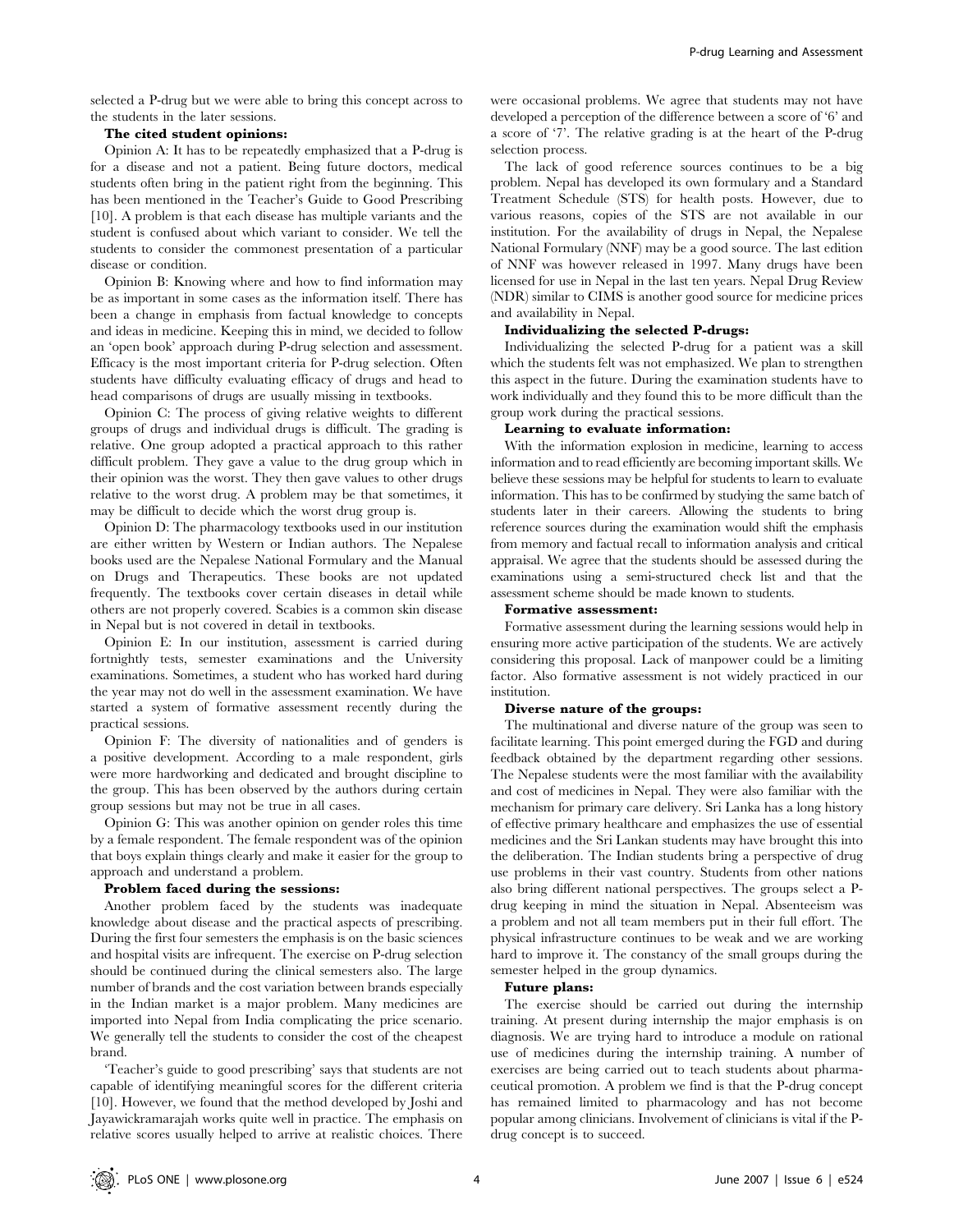selected a P-drug but we were able to bring this concept across to the students in the later sessions.

**The cited student opinions:**

Opinion A: It has to be repeatedly emphasized that a P-drug is for a disease and not a patient. Being future doctors, medical students often bring in the patient right from the beginning. This has been mentioned in the Teacher's Guide to Good Prescribing [10]. A problem is that each disease has multiple variants and the student is confused about which variant to consider. We tell the students to consider the commonest presentation of a particular disease or condition.

Opinion B: Knowing where and how to find information may be as important in some cases as the information itself. There has been a change in emphasis from factual knowledge to concepts and ideas in medicine. Keeping this in mind, we decided to follow an 'open book' approach during P-drug selection and assessment. Efficacy is the most important criteria for P-drug selection. Often students have difficulty evaluating efficacy of drugs and head to head comparisons of drugs are usually missing in textbooks.

Opinion C: The process of giving relative weights to different groups of drugs and individual drugs is difficult. The grading is relative. One group adopted a practical approach to this rather difficult problem. They gave a value to the drug group which in their opinion was the worst. They then gave values to other drugs relative to the worst drug. A problem may be that sometimes, it may be difficult to decide which the worst drug group is.

Opinion D: The pharmacology textbooks used in our institution are either written by Western or Indian authors. The Nepalese books used are the Nepalese National Formulary and the Manual on Drugs and Therapeutics. These books are not updated frequently. The textbooks cover certain diseases in detail while others are not properly covered. Scabies is a common skin disease in Nepal but is not covered in detail in textbooks.

Opinion E: In our institution, assessment is carried during fortnightly tests, semester examinations and the University examinations. Sometimes, a student who has worked hard during the year may not do well in the assessment examination. We have started a system of formative assessment recently during the practical sessions.

Opinion F: The diversity of nationalities and of genders is a positive development. According to a male respondent, girls were more hardworking and dedicated and brought discipline to the group. This has been observed by the authors during certain group sessions but may not be true in all cases.

Opinion G: This was another opinion on gender roles this time by a female respondent. The female respondent was of the opinion that boys explain things clearly and make it easier for the group to approach and understand a problem.

**Problem faced during the sessions:**

Another problem faced by the students was inadequate knowledge about disease and the practical aspects of prescribing. During the first four semesters the emphasis is on the basic sciences and hospital visits are infrequent. The exercise on P-drug selection should be continued during the clinical semesters also. The large number of brands and the cost variation between brands especially in the Indian market is a major problem. Many medicines are imported into Nepal from India complicating the price scenario. We generally tell the students to consider the cost of the cheapest brand.

'Teacher's guide to good prescribing' says that students are not capable of identifying meaningful scores for the different criteria [10]. However, we found that the method developed by Joshi and Jayawickramarajah works quite well in practice. The emphasis on relative scores usually helped to arrive at realistic choices. There were occasional problems. We agree that students may not have developed a perception of the difference between a score of '6' and a score of '7'. The relative grading is at the heart of the P-drug selection process.

The lack of good reference sources continues to be a big problem. Nepal has developed its own formulary and a Standard Treatment Schedule (STS) for health posts. However, due to various reasons, copies of the STS are not available in our institution. For the availability of drugs in Nepal, the Nepalese National Formulary (NNF) may be a good source. The last edition of NNF was however released in 1997. Many drugs have been licensed for use in Nepal in the last ten years. Nepal Drug Review (NDR) similar to CIMS is another good source for medicine prices and availability in Nepal.

**Individualizing the selected P-drugs:**

Individualizing the selected P-drug for a patient was a skill which the students felt was not emphasized. We plan to strengthen this aspect in the future. During the examination students have to work individually and they found this to be more difficult than the group work during the practical sessions.

**Learning to evaluate information:**

With the information explosion in medicine, learning to access information and to read efficiently are becoming important skills. We believe these sessions may be helpful for students to learn to evaluate information. This has to be confirmed by studying the same batch of students later in their careers. Allowing the students to bring reference sources during the examination would shift the emphasis from memory and factual recall to information analysis and critical appraisal. We agree that the students should be assessed during the examinations using a semi-structured check list and that the assessment scheme should be made known to students.

**Formative assessment:**

Formative assessment during the learning sessions would help in ensuring more active participation of the students. We are actively considering this proposal. Lack of manpower could be a limiting factor. Also formative assessment is not widely practiced in our institution.

**Diverse nature of the groups:**

The multinational and diverse nature of the group was seen to facilitate learning. This point emerged during the FGD and during feedback obtained by the department regarding other sessions. The Nepalese students were the most familiar with the availability and cost of medicines in Nepal. They were also familiar with the mechanism for primary care delivery. Sri Lanka has a long history of effective primary healthcare and emphasizes the use of essential medicines and the Sri Lankan students may have brought this into the deliberation. The Indian students bring a perspective of drug use problems in their vast country. Students from other nations also bring different national perspectives. The groups select a P-drug keeping in mind the situation in Nepal. Absenteeism was a problem and not all team members put in their full effort. The physical infrastructure continues to be weak and we are working hard to improve it. The constancy of the small groups during the semester helped in the group dynamics.

**Future plans:**

The exercise should be carried out during the internship training. At present during internship the major emphasis is on diagnosis. We are trying hard to introduce a module on rational use of medicines during the internship training. A number of exercises are being carried out to teach students about pharmaceutical promotion. A problem we find is that the P-drug concept has remained limited to pharmacology and has not become popular among clinicians. Involvement of clinicians is vital if the P-drug concept is to succeed.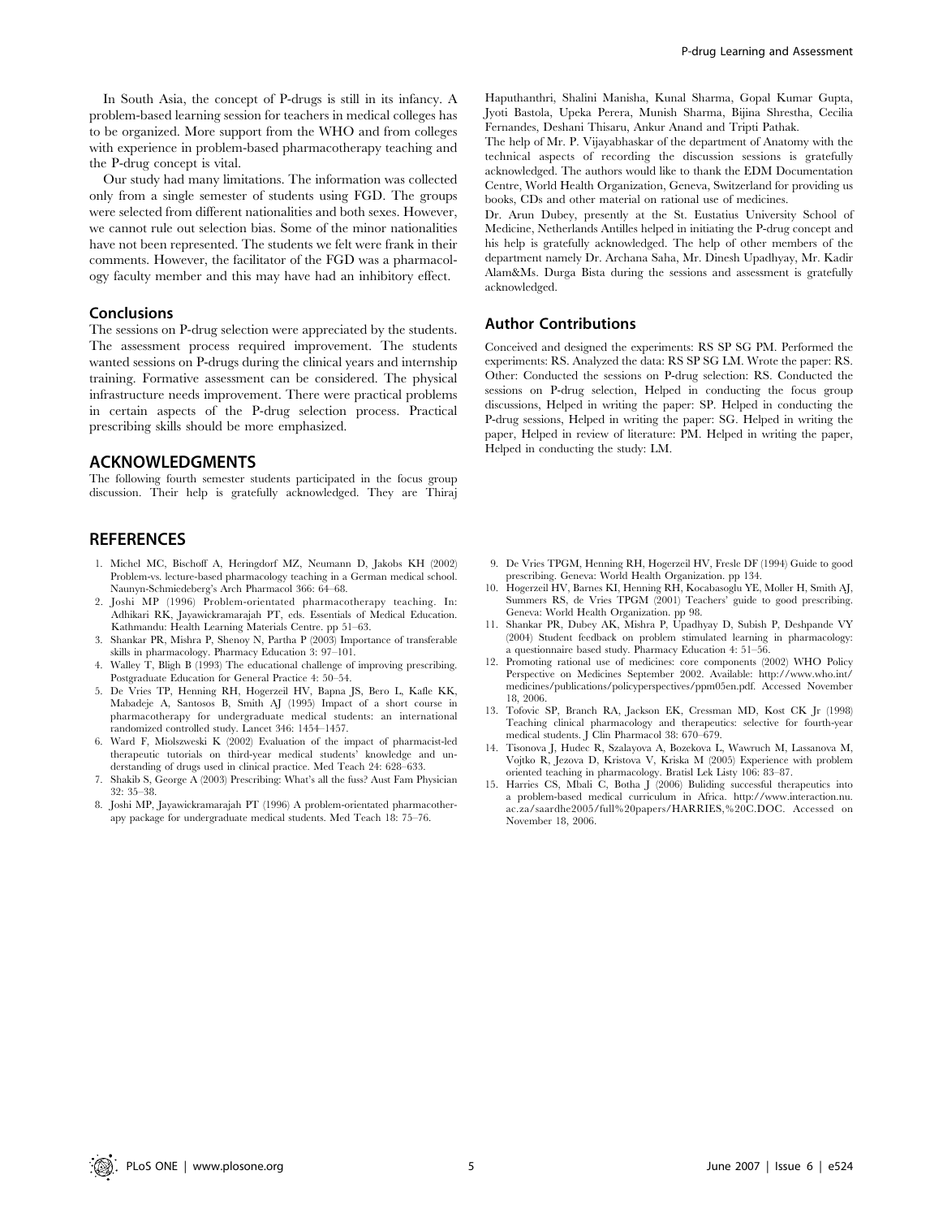In South Asia, the concept of P-drugs is still in its infancy. A problem-based learning session for teachers in medical colleges has to be organized. More support from the WHO and from colleges with experience in problem-based pharmacotherapy teaching and the P-drug concept is vital.

Our study had many limitations. The information was collected only from a single semester of students using FGD. The groups were selected from different nationalities and both sexes. However, we cannot rule out selection bias. Some of the minor nationalities have not been represented. The students we felt were frank in their comments. However, the facilitator of the FGD was a pharmacology faculty member and this may have had an inhibitory effect.

## Conclusions

The sessions on P-drug selection were appreciated by the students. The assessment process required improvement. The students wanted sessions on P-drugs during the clinical years and internship training. Formative assessment can be considered. The physical infrastructure needs improvement. There were practical problems in certain aspects of the P-drug selection process. Practical prescribing skills should be more emphasized.

## ACKNOWLEDGMENTS

The following fourth semester students participated in the focus group discussion. Their help is gratefully acknowledged. They are Thiraj Haputhanthri, Shalini Manisha, Kunal Sharma, Gopal Kumar Gupta, Jyoti Bastola, Upeka Perera, Munish Sharma, Bijina Shrestha, Cecilia Fernandes, Deshani Thisaru, Ankur Anand and Tripti Pathak.

The help of Mr. P. Vijayabhaskar of the department of Anatomy with the technical aspects of recording the discussion sessions is gratefully acknowledged. The authors would like to thank the EDM Documentation Centre, World Health Organization, Geneva, Switzerland for providing us books, CDs and other material on rational use of medicines.

Dr. Arun Dubey, presently at the St. Eustatius University School of Medicine, Netherlands Antilles helped in initiating the P-drug concept and his help is gratefully acknowledged. The help of other members of the department namely Dr. Archana Saha, Mr. Dinesh Upadhyay, Mr. Kadir Alam&Ms. Durga Bista during the sessions and assessment is gratefully acknowledged.

## Author Contributions

Conceived and designed the experiments: RS SP SG PM. Performed the experiments: RS. Analyzed the data: RS SP SG LM. Wrote the paper: RS. Other: Conducted the sessions on P-drug selection: RS. Conducted the sessions on P-drug selection, Helped in conducting the focus group discussions, Helped in writing the paper: SP. Helped in conducting the P-drug sessions, Helped in writing the paper: SG. Helped in writing the paper, Helped in review of literature: PM. Helped in writing the paper, Helped in conducting the study: LM.

## REFERENCES

1. Michel MC, Bischoff A, Heringdorf MZ, Neumann D, Jakobs KH (2002) Problem-vs. lecture-based pharmacology teaching in a German medical school. Naunyn-Schmiedeberg's Arch Pharmacol 366: 64–68.
2. Joshi MP (1996) Problem-orientated pharmacotherapy teaching. In: Adhikari RK, Jayawickramarajah PT, eds. Essentials of Medical Education. Kathmandu: Health Learning Materials Centre. pp 51–63.
3. Shankar PR, Mishra P, Shenoy N, Partha P (2003) Importance of transferable skills in pharmacology. Pharmacy Education 3: 97–101.
4. Walley T, Bligh B (1993) The educational challenge of improving prescribing. Postgraduate Education for General Practice 4: 50–54.
5. De Vries TP, Henning RH, Hogerzeil HV, Bapna JS, Bero L, Kafle KK, Mabadeje A, Santosos B, Smith AJ (1995) Impact of a short course in pharmacotherapy for undergraduate medical students: an international randomized controlled study. Lancet 346: 1454–1457.
6. Ward F, Miolszweski K (2002) Evaluation of the impact of pharmacist-led therapeutic tutorials on third-year medical students' knowledge and understanding of drugs used in clinical practice. Med Teach 24: 628–633.
7. Shakib S, George A (2003) Prescribing: What's all the fuss? Aust Fam Physician 32: 35–38.
8. Joshi MP, Jayawickramarajah PT (1996) A problem-orientated pharmacotherapy package for undergraduate medical students. Med Teach 18: 75–76.
9. De Vries TPGM, Henning RH, Hogerzeil HV, Fresle DF (1994) Guide to good prescribing. Geneva: World Health Organization. pp 134.
10. Hogerzeil HV, Barnes KI, Henning RH, Kocabasoglu YE, Moller H, Smith AJ, Summers RS, de Vries TPGM (2001) Teachers' guide to good prescribing. Geneva: World Health Organization. pp 98.
11. Shankar PR, Dubey AK, Mishra P, Upadhyay D, Subish P, Deshpande VY (2004) Student feedback on problem stimulated learning in pharmacology: a questionnaire based study. Pharmacy Education 4: 51–56.
12. Promoting rational use of medicines: core components (2002) WHO Policy Perspective on Medicines September 2002. Available: http://www.who.int/medicines/publications/policyperspectives/ppm05en.pdf. Accessed November 18, 2006.
13. Tofovic SP, Branch RA, Jackson EK, Cressman MD, Kost CK Jr (1998) Teaching clinical pharmacology and therapeutics: selective for fourth-year medical students. J Clin Pharmacol 38: 670–679.
14. Tisonova J, Hudec R, Szalayova A, Bozekova L, Wawruch M, Lassanova M, Vojtko R, Jezova D, Kristova V, Kriska M (2005) Experience with problem oriented teaching in pharmacology. Bratisl Lek Listy 106: 83–87.
15. Harries CS, Mbali C, Botha J (2006) Buliding successful therapeutics into a problem-based medical curriculum in Africa. http://www.interaction.nu.ac.za/saardhe2005/full%20papers/HARRIES,%20C.DOC. Accessed on November 18, 2006.